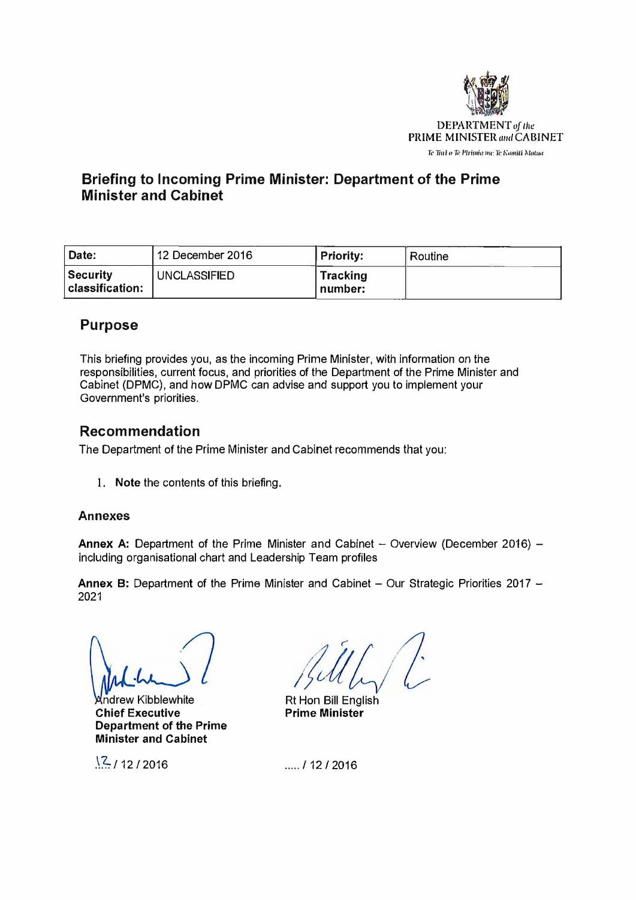DEPARTMENT of the PRIME MINISTER and CABINET

Te Tari o Te Pirimia me Te Komiti Matua

# Briefing to Incoming Prime Minister: Department of the Prime Minister and Cabinet

| Date: | 12 December 2016 | Priority: | Routine |
| --- | --- | --- | --- |
| Security classification: | UNCLASSIFIED | Tracking number: | |

## Purpose

This briefing provides you, as the incoming Prime Minister, with information on the responsibilities, current focus, and priorities of the Department of the Prime Minister and Cabinet (DPMC), and how DPMC can advise and support you to implement your Government's priorities.

## Recommendation

The Department of the Prime Minister and Cabinet recommends that you:

1. **Note** the contents of this briefing.

### Annexes

**Annex A:** Department of the Prime Minister and Cabinet – Overview (December 2016) – including organisational chart and Leadership Team profiles

**Annex B:** Department of the Prime Minister and Cabinet – Our Strategic Priorities 2017 – 2021

Andrew Kibblewhite
**Chief Executive**
**Department of the Prime Minister and Cabinet**

12 / 12 / 2016

Rt Hon Bill English
**Prime Minister**

..... / 12 / 2016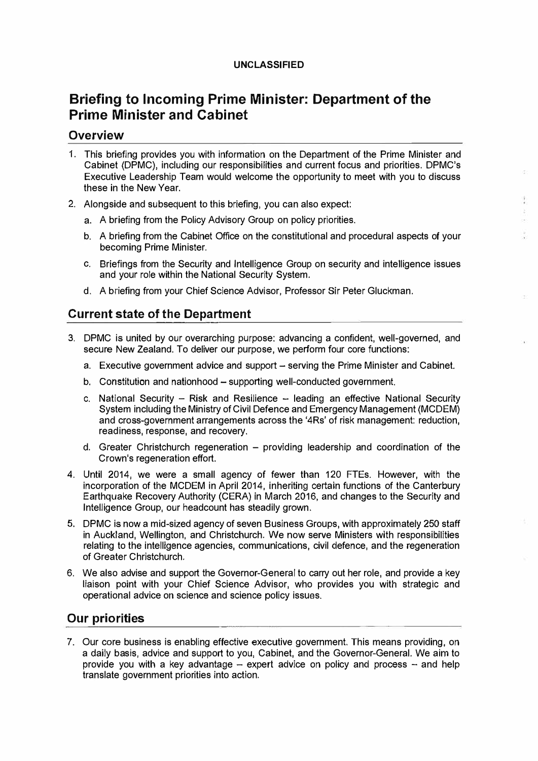**UNCLASSIFIED**

# Briefing to Incoming Prime Minister: Department of the Prime Minister and Cabinet

## Overview

1. This briefing provides you with information on the Department of the Prime Minister and Cabinet (DPMC), including our responsibilities and current focus and priorities. DPMC's Executive Leadership Team would welcome the opportunity to meet with you to discuss these in the New Year.

2. Alongside and subsequent to this briefing, you can also expect:
   a. A briefing from the Policy Advisory Group on policy priorities.
   b. A briefing from the Cabinet Office on the constitutional and procedural aspects of your becoming Prime Minister.
   c. Briefings from the Security and Intelligence Group on security and intelligence issues and your role within the National Security System.
   d. A briefing from your Chief Science Advisor, Professor Sir Peter Gluckman.

## Current state of the Department

3. DPMC is united by our overarching purpose: advancing a confident, well-governed, and secure New Zealand. To deliver our purpose, we perform four core functions:
   a. Executive government advice and support – serving the Prime Minister and Cabinet.
   b. Constitution and nationhood – supporting well-conducted government.
   c. National Security – Risk and Resilience – leading an effective National Security System including the Ministry of Civil Defence and Emergency Management (MCDEM) and cross-government arrangements across the '4Rs' of risk management: reduction, readiness, response, and recovery.
   d. Greater Christchurch regeneration – providing leadership and coordination of the Crown's regeneration effort.

4. Until 2014, we were a small agency of fewer than 120 FTEs. However, with the incorporation of the MCDEM in April 2014, inheriting certain functions of the Canterbury Earthquake Recovery Authority (CERA) in March 2016, and changes to the Security and Intelligence Group, our headcount has steadily grown.

5. DPMC is now a mid-sized agency of seven Business Groups, with approximately 250 staff in Auckland, Wellington, and Christchurch. We now serve Ministers with responsibilities relating to the intelligence agencies, communications, civil defence, and the regeneration of Greater Christchurch.

6. We also advise and support the Governor-General to carry out her role, and provide a key liaison point with your Chief Science Advisor, who provides you with strategic and operational advice on science and science policy issues.

## Our priorities

7. Our core business is enabling effective executive government. This means providing, on a daily basis, advice and support to you, Cabinet, and the Governor-General. We aim to provide you with a key advantage – expert advice on policy and process – and help translate government priorities into action.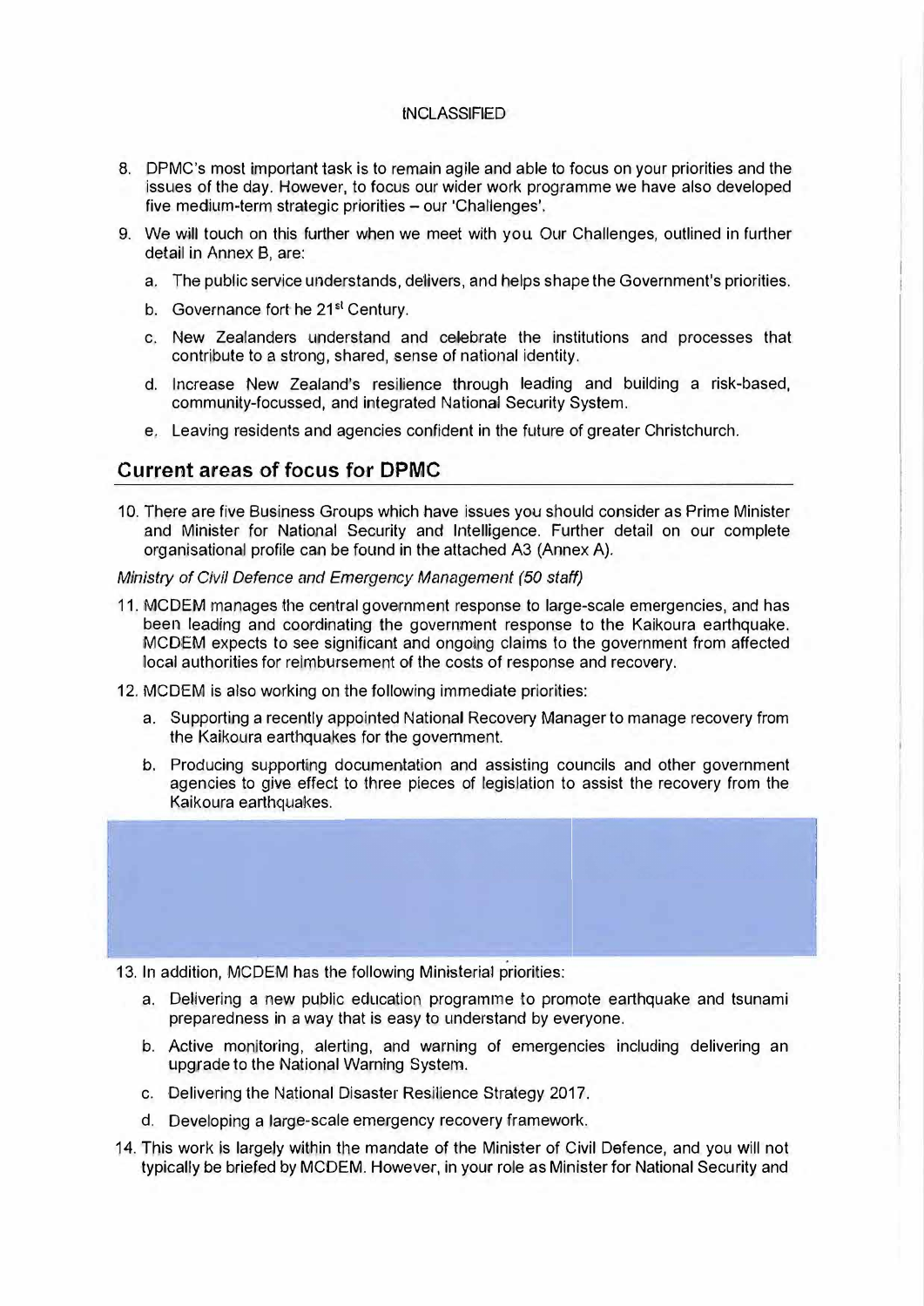8. DPMC's most important task is to remain agile and able to focus on your priorities and the issues of the day. However, to focus our wider work programme we have also developed five medium-term strategic priorities – our 'Challenges'.

9. We will touch on this further when we meet with you. Our Challenges, outlined in further detail in Annex B, are:

   a. The public service understands, delivers, and helps shape the Government's priorities.

   b. Governance fort he 21st Century.

   c. New Zealanders understand and celebrate the institutions and processes that contribute to a strong, shared, sense of national identity.

   d. Increase New Zealand's resilience through leading and building a risk-based, community-focussed, and integrated National Security System.

   e. Leaving residents and agencies confident in the future of greater Christchurch.

## Current areas of focus for DPMC

10. There are five Business Groups which have issues you should consider as Prime Minister and Minister for National Security and Intelligence. Further detail on our complete organisational profile can be found in the attached A3 (Annex A).

*Ministry of Civil Defence and Emergency Management (50 staff)*

11. MCDEM manages the central government response to large-scale emergencies, and has been leading and coordinating the government response to the Kaikoura earthquake. MCDEM expects to see significant and ongoing claims to the government from affected local authorities for reimbursement of the costs of response and recovery.

12. MCDEM is also working on the following immediate priorities:

    a. Supporting a recently appointed National Recovery Manager to manage recovery from the Kaikoura earthquakes for the government.

    b. Producing supporting documentation and assisting councils and other government agencies to give effect to three pieces of legislation to assist the recovery from the Kaikoura earthquakes.

13. In addition, MCDEM has the following Ministerial priorities:

    a. Delivering a new public education programme to promote earthquake and tsunami preparedness in a way that is easy to understand by everyone.

    b. Active monitoring, alerting, and warning of emergencies including delivering an upgrade to the National Warning System.

    c. Delivering the National Disaster Resilience Strategy 2017.

    d. Developing a large-scale emergency recovery framework.

14. This work is largely within the mandate of the Minister of Civil Defence, and you will not typically be briefed by MCDEM. However, in your role as Minister for National Security and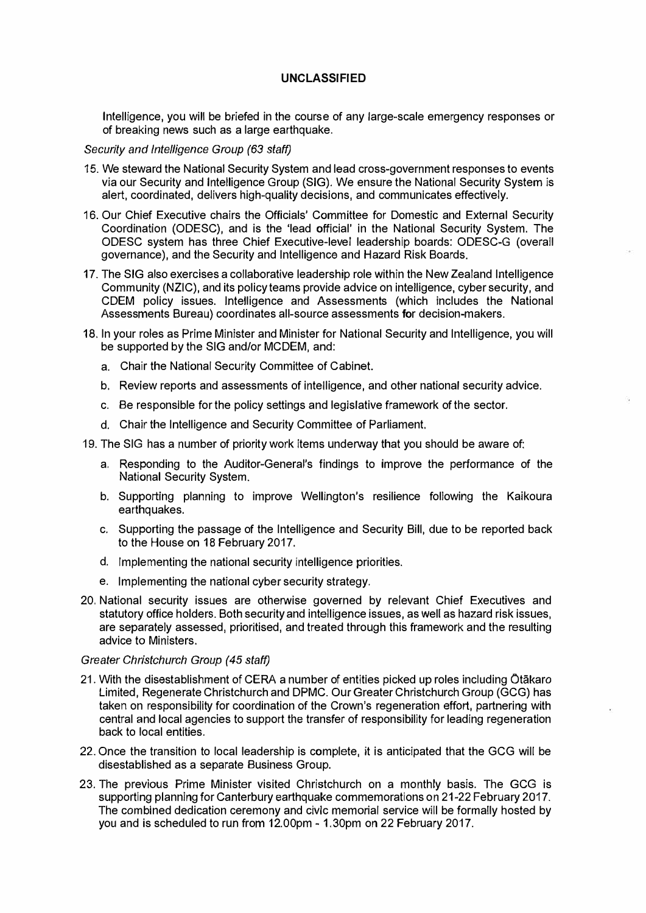**UNCLASSIFIED**

Intelligence, you will be briefed in the course of any large-scale emergency responses or of breaking news such as a large earthquake.

*Security and Intelligence Group (63 staff)*

15. We steward the National Security System and lead cross-government responses to events via our Security and Intelligence Group (SIG). We ensure the National Security System is alert, coordinated, delivers high-quality decisions, and communicates effectively.

16. Our Chief Executive chairs the Officials' Committee for Domestic and External Security Coordination (ODESC), and is the 'lead official' in the National Security System. The ODESC system has three Chief Executive-level leadership boards: ODESC-G (overall governance), and the Security and Intelligence and Hazard Risk Boards.

17. The SIG also exercises a collaborative leadership role within the New Zealand Intelligence Community (NZIC), and its policy teams provide advice on intelligence, cyber security, and CDEM policy issues. Intelligence and Assessments (which includes the National Assessments Bureau) coordinates all-source assessments for decision-makers.

18. In your roles as Prime Minister and Minister for National Security and Intelligence, you will be supported by the SIG and/or MCDEM, and:
    a. Chair the National Security Committee of Cabinet.
    b. Review reports and assessments of intelligence, and other national security advice.
    c. Be responsible for the policy settings and legislative framework of the sector.
    d. Chair the Intelligence and Security Committee of Parliament.

19. The SIG has a number of priority work items underway that you should be aware of:
    a. Responding to the Auditor-General's findings to improve the performance of the National Security System.
    b. Supporting planning to improve Wellington's resilience following the Kaikoura earthquakes.
    c. Supporting the passage of the Intelligence and Security Bill, due to be reported back to the House on 18 February 2017.
    d. Implementing the national security intelligence priorities.
    e. Implementing the national cyber security strategy.

20. National security issues are otherwise governed by relevant Chief Executives and statutory office holders. Both security and intelligence issues, as well as hazard risk issues, are separately assessed, prioritised, and treated through this framework and the resulting advice to Ministers.

*Greater Christchurch Group (45 staff)*

21. With the disestablishment of CERA a number of entities picked up roles including Ōtākaro Limited, Regenerate Christchurch and DPMC. Our Greater Christchurch Group (GCG) has taken on responsibility for coordination of the Crown's regeneration effort, partnering with central and local agencies to support the transfer of responsibility for leading regeneration back to local entities.

22. Once the transition to local leadership is complete, it is anticipated that the GCG will be disestablished as a separate Business Group.

23. The previous Prime Minister visited Christchurch on a monthly basis. The GCG is supporting planning for Canterbury earthquake commemorations on 21-22 February 2017. The combined dedication ceremony and civic memorial service will be formally hosted by you and is scheduled to run from 12.00pm - 1.30pm on 22 February 2017.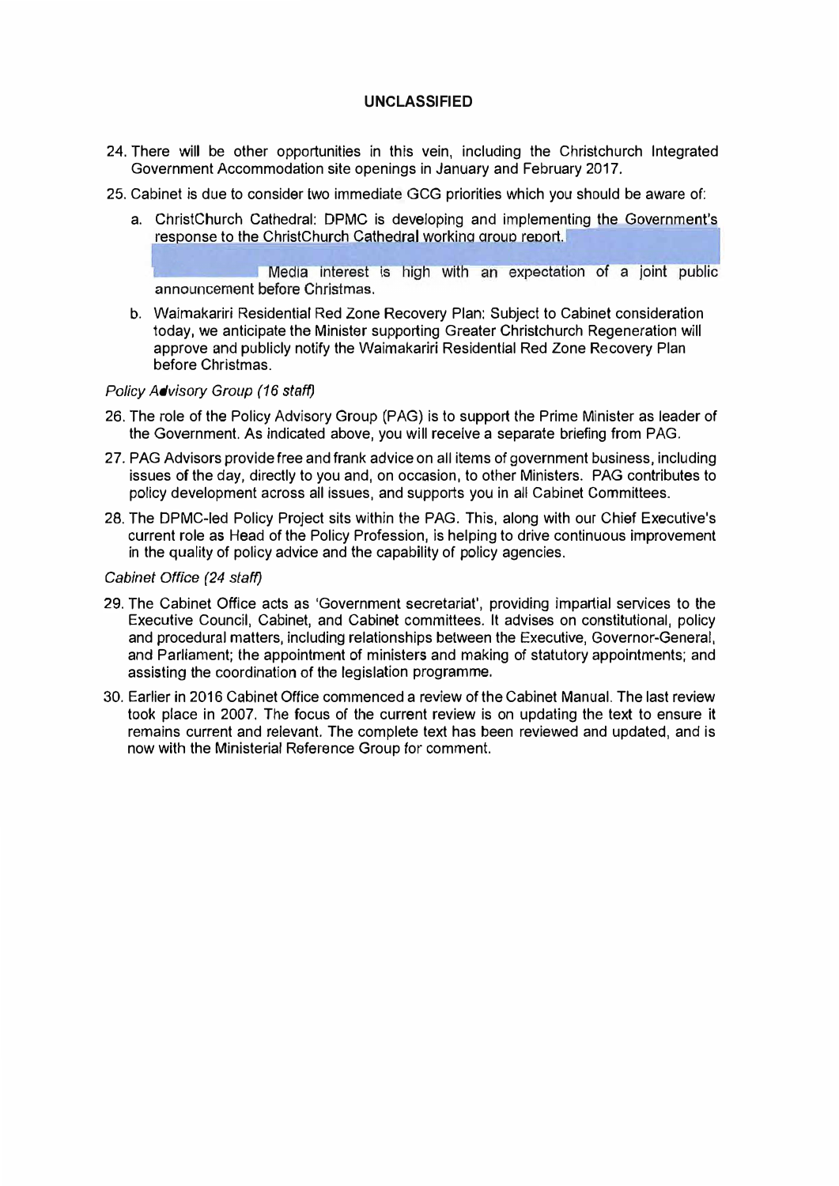**UNCLASSIFIED**

24. There will be other opportunities in this vein, including the Christchurch Integrated Government Accommodation site openings in January and February 2017.

25. Cabinet is due to consider two immediate GCG priorities which you should be aware of:

    a. ChristChurch Cathedral: DPMC is developing and implementing the Government's response to the ChristChurch Cathedral working group report. Media interest is high with an expectation of a joint public announcement before Christmas.

    b. Waimakariri Residential Red Zone Recovery Plan: Subject to Cabinet consideration today, we anticipate the Minister supporting Greater Christchurch Regeneration will approve and publicly notify the Waimakariri Residential Red Zone Recovery Plan before Christmas.

*Policy Advisory Group (16 staff)*

26. The role of the Policy Advisory Group (PAG) is to support the Prime Minister as leader of the Government. As indicated above, you will receive a separate briefing from PAG.

27. PAG Advisors provide free and frank advice on all items of government business, including issues of the day, directly to you and, on occasion, to other Ministers. PAG contributes to policy development across all issues, and supports you in all Cabinet Committees.

28. The DPMC-led Policy Project sits within the PAG. This, along with our Chief Executive's current role as Head of the Policy Profession, is helping to drive continuous improvement in the quality of policy advice and the capability of policy agencies.

*Cabinet Office (24 staff)*

29. The Cabinet Office acts as 'Government secretariat', providing impartial services to the Executive Council, Cabinet, and Cabinet committees. It advises on constitutional, policy and procedural matters, including relationships between the Executive, Governor-General, and Parliament; the appointment of ministers and making of statutory appointments; and assisting the coordination of the legislation programme.

30. Earlier in 2016 Cabinet Office commenced a review of the Cabinet Manual. The last review took place in 2007. The focus of the current review is on updating the text to ensure it remains current and relevant. The complete text has been reviewed and updated, and is now with the Ministerial Reference Group for comment.